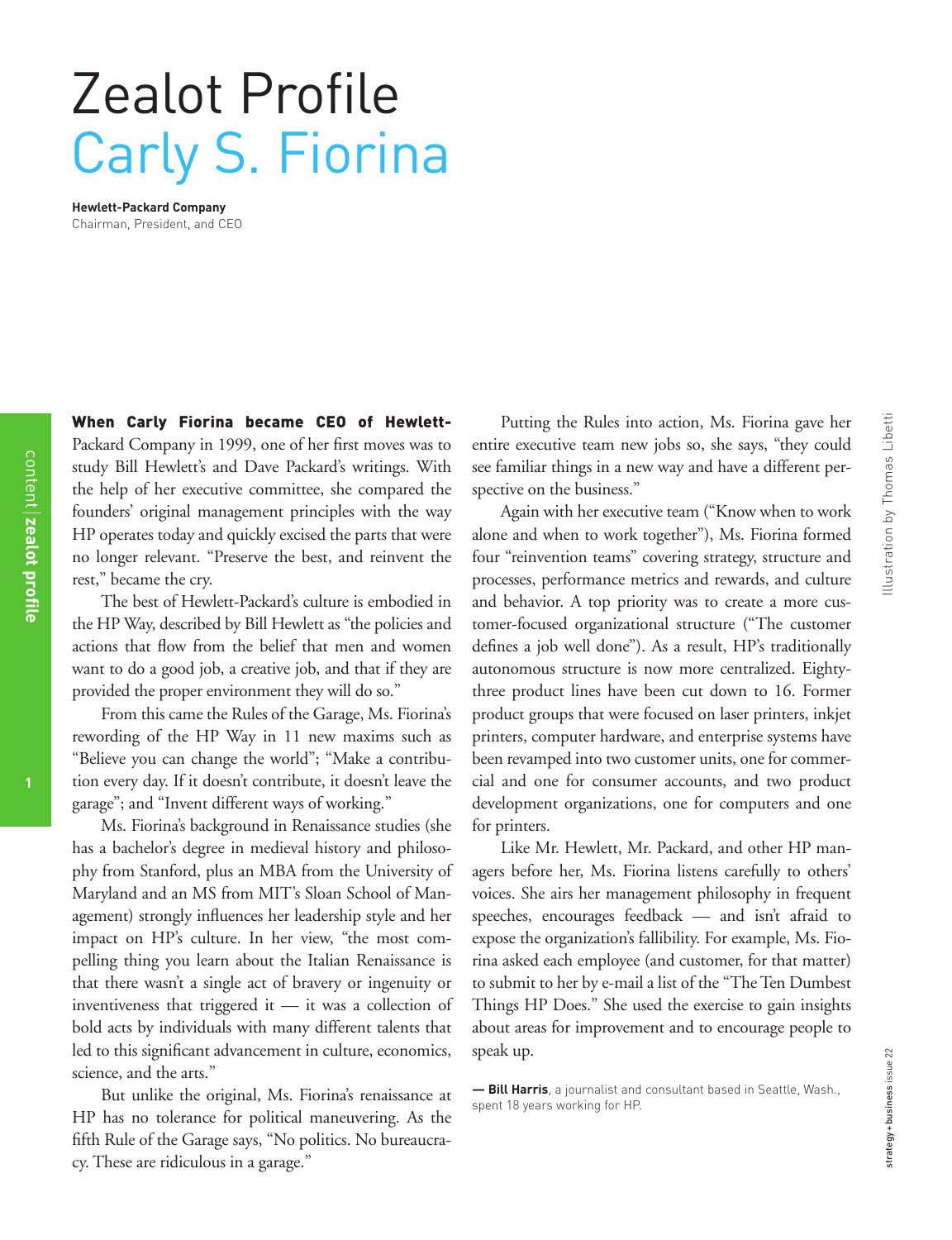# Zealot Profile
# Carly S. Fiorina

**Hewlett-Packard Company**
Chairman, President, and CEO

**When Carly Fiorina became CEO of Hewlett-**Packard Company in 1999, one of her first moves was to study Bill Hewlett's and Dave Packard's writings. With the help of her executive committee, she compared the founders' original management principles with the way HP operates today and quickly excised the parts that were no longer relevant. "Preserve the best, and reinvent the rest," became the cry.

The best of Hewlett-Packard's culture is embodied in the HP Way, described by Bill Hewlett as "the policies and actions that flow from the belief that men and women want to do a good job, a creative job, and that if they are provided the proper environment they will do so."

From this came the Rules of the Garage, Ms. Fiorina's rewording of the HP Way in 11 new maxims such as "Believe you can change the world"; "Make a contribution every day. If it doesn't contribute, it doesn't leave the garage"; and "Invent different ways of working."

Ms. Fiorina's background in Renaissance studies (she has a bachelor's degree in medieval history and philosophy from Stanford, plus an MBA from the University of Maryland and an MS from MIT's Sloan School of Management) strongly influences her leadership style and her impact on HP's culture. In her view, "the most compelling thing you learn about the Italian Renaissance is that there wasn't a single act of bravery or ingenuity or inventiveness that triggered it — it was a collection of bold acts by individuals with many different talents that led to this significant advancement in culture, economics, science, and the arts."

But unlike the original, Ms. Fiorina's renaissance at HP has no tolerance for political maneuvering. As the fifth Rule of the Garage says, "No politics. No bureaucracy. These are ridiculous in a garage."

Putting the Rules into action, Ms. Fiorina gave her entire executive team new jobs so, she says, "they could see familiar things in a new way and have a different perspective on the business."

Again with her executive team ("Know when to work alone and when to work together"), Ms. Fiorina formed four "reinvention teams" covering strategy, structure and processes, performance metrics and rewards, and culture and behavior. A top priority was to create a more customer-focused organizational structure ("The customer defines a job well done"). As a result, HP's traditionally autonomous structure is now more centralized. Eighty-three product lines have been cut down to 16. Former product groups that were focused on laser printers, inkjet printers, computer hardware, and enterprise systems have been revamped into two customer units, one for commercial and one for consumer accounts, and two product development organizations, one for computers and one for printers.

Like Mr. Hewlett, Mr. Packard, and other HP managers before her, Ms. Fiorina listens carefully to others' voices. She airs her management philosophy in frequent speeches, encourages feedback — and isn't afraid to expose the organization's fallibility. For example, Ms. Fiorina asked each employee (and customer, for that matter) to submit to her by e-mail a list of the "The Ten Dumbest Things HP Does." She used the exercise to gain insights about areas for improvement and to encourage people to speak up.

**— Bill Harris**, a journalist and consultant based in Seattle, Wash., spent 18 years working for HP.

Illustration by Thomas Libetti